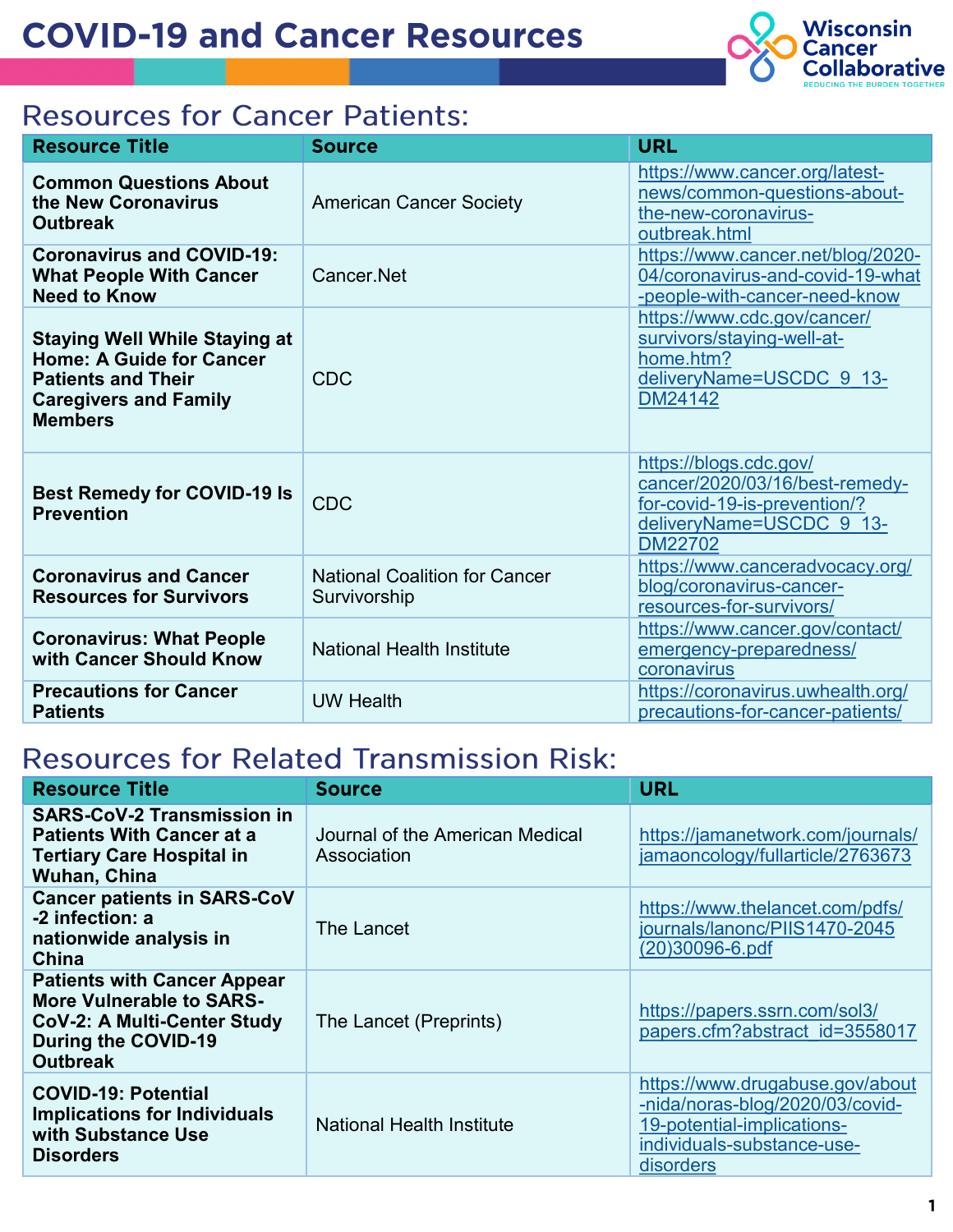# COVID-19 and Cancer Resources

Wisconsin Cancer Collaborative
REDUCING THE BURDEN TOGETHER

## Resources for Cancer Patients:

| Resource Title | Source | URL |
|---|---|---|
| **Common Questions About the New Coronavirus Outbreak** | American Cancer Society | https://www.cancer.org/latest-news/common-questions-about-the-new-coronavirus-outbreak.html |
| **Coronavirus and COVID-19: What People With Cancer Need to Know** | Cancer.Net | https://www.cancer.net/blog/2020-04/coronavirus-and-covid-19-what-people-with-cancer-need-know |
| **Staying Well While Staying at Home: A Guide for Cancer Patients and Their Caregivers and Family Members** | CDC | https://www.cdc.gov/cancer/survivors/staying-well-at-home.htm?deliveryName=USCDC_9_13-DM24142 |
| **Best Remedy for COVID-19 Is Prevention** | CDC | https://blogs.cdc.gov/cancer/2020/03/16/best-remedy-for-covid-19-is-prevention/?deliveryName=USCDC_9_13-DM22702 |
| **Coronavirus and Cancer Resources for Survivors** | National Coalition for Cancer Survivorship | https://www.canceradvocacy.org/blog/coronavirus-cancer-resources-for-survivors/ |
| **Coronavirus: What People with Cancer Should Know** | National Health Institute | https://www.cancer.gov/contact/emergency-preparedness/coronavirus |
| **Precautions for Cancer Patients** | UW Health | https://coronavirus.uwhealth.org/precautions-for-cancer-patients/ |

## Resources for Related Transmission Risk:

| Resource Title | Source | URL |
|---|---|---|
| **SARS-CoV-2 Transmission in Patients With Cancer at a Tertiary Care Hospital in Wuhan, China** | Journal of the American Medical Association | https://jamanetwork.com/journals/jamaoncology/fullarticle/2763673 |
| **Cancer patients in SARS-CoV-2 infection: a nationwide analysis in China** | The Lancet | https://www.thelancet.com/pdfs/journals/lanonc/PIIS1470-2045(20)30096-6.pdf |
| **Patients with Cancer Appear More Vulnerable to SARS-CoV-2: A Multi-Center Study During the COVID-19 Outbreak** | The Lancet (Preprints) | https://papers.ssrn.com/sol3/papers.cfm?abstract_id=3558017 |
| **COVID-19: Potential Implications for Individuals with Substance Use Disorders** | National Health Institute | https://www.drugabuse.gov/about-nida/noras-blog/2020/03/covid-19-potential-implications-individuals-substance-use-disorders |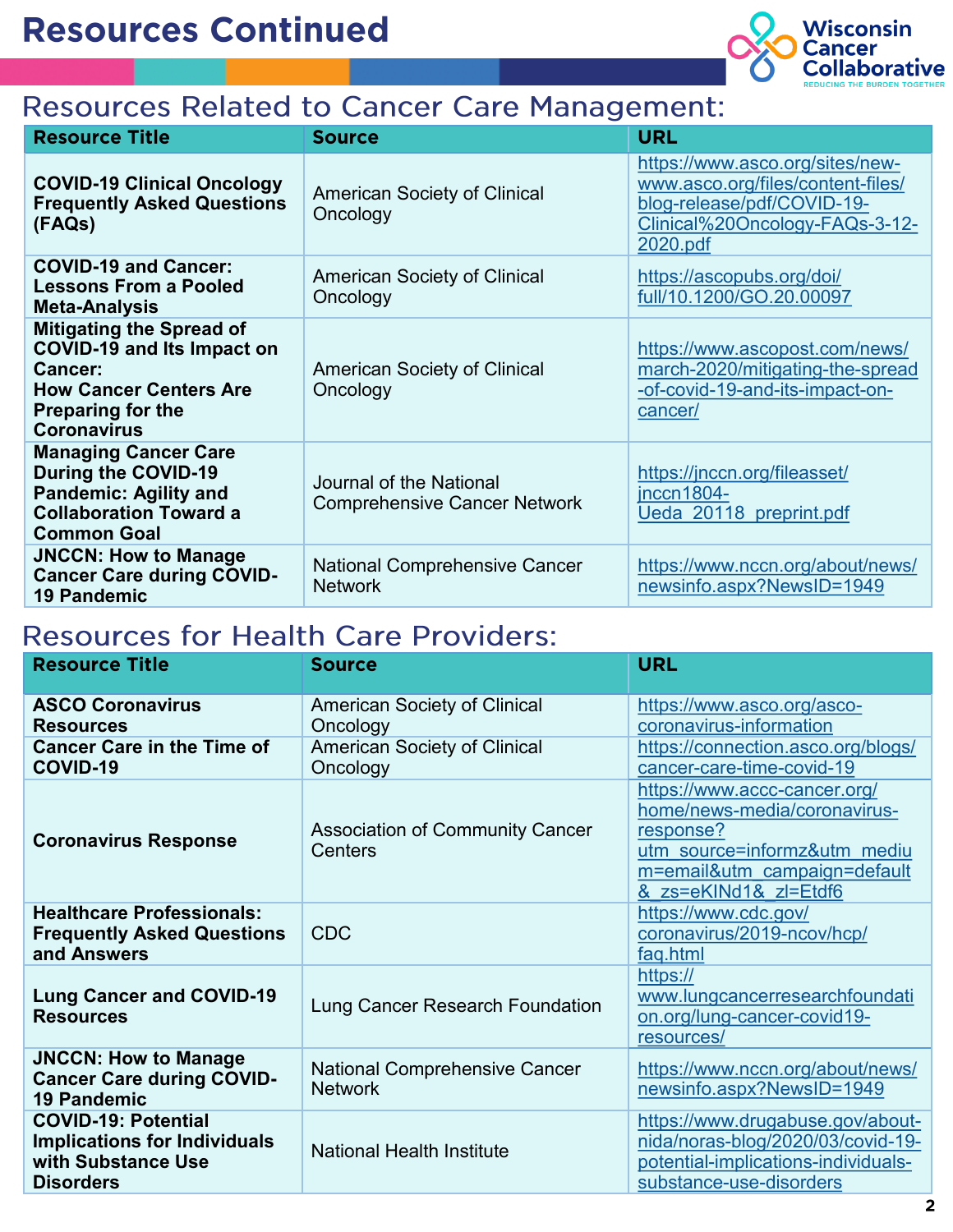# Resources Continued

## Resources Related to Cancer Care Management:

| Resource Title | Source | URL |
|---|---|---|
| **COVID-19 Clinical Oncology Frequently Asked Questions (FAQs)** | American Society of Clinical Oncology | https://www.asco.org/sites/new-www.asco.org/files/content-files/blog-release/pdf/COVID-19-Clinical%20Oncology-FAQs-3-12-2020.pdf |
| **COVID-19 and Cancer: Lessons From a Pooled Meta-Analysis** | American Society of Clinical Oncology | https://ascopubs.org/doi/full/10.1200/GO.20.00097 |
| **Mitigating the Spread of COVID-19 and Its Impact on Cancer: How Cancer Centers Are Preparing for the Coronavirus** | American Society of Clinical Oncology | https://www.ascopost.com/news/march-2020/mitigating-the-spread-of-covid-19-and-its-impact-on-cancer/ |
| **Managing Cancer Care During the COVID-19 Pandemic: Agility and Collaboration Toward a Common Goal** | Journal of the National Comprehensive Cancer Network | https://jnccn.org/fileasset/jnccn1804-Ueda_20118_preprint.pdf |
| **JNCCN: How to Manage Cancer Care during COVID-19 Pandemic** | National Comprehensive Cancer Network | https://www.nccn.org/about/news/newsinfo.aspx?NewsID=1949 |

## Resources for Health Care Providers:

| Resource Title | Source | URL |
|---|---|---|
| **ASCO Coronavirus Resources** | American Society of Clinical Oncology | https://www.asco.org/asco-coronavirus-information |
| **Cancer Care in the Time of COVID-19** | American Society of Clinical Oncology | https://connection.asco.org/blogs/cancer-care-time-covid-19 |
| **Coronavirus Response** | Association of Community Cancer Centers | https://www.accc-cancer.org/home/news-media/coronavirus-response?utm_source=informz&utm_medium=email&utm_campaign=default&_zs=eKINd1&_zl=Etdf6 |
| **Healthcare Professionals: Frequently Asked Questions and Answers** | CDC | https://www.cdc.gov/coronavirus/2019-ncov/hcp/faq.html |
| **Lung Cancer and COVID-19 Resources** | Lung Cancer Research Foundation | https://www.lungcancerresearchfoundation.org/lung-cancer-covid19-resources/ |
| **JNCCN: How to Manage Cancer Care during COVID-19 Pandemic** | National Comprehensive Cancer Network | https://www.nccn.org/about/news/newsinfo.aspx?NewsID=1949 |
| **COVID-19: Potential Implications for Individuals with Substance Use Disorders** | National Health Institute | https://www.drugabuse.gov/about-nida/noras-blog/2020/03/covid-19-potential-implications-individuals-substance-use-disorders |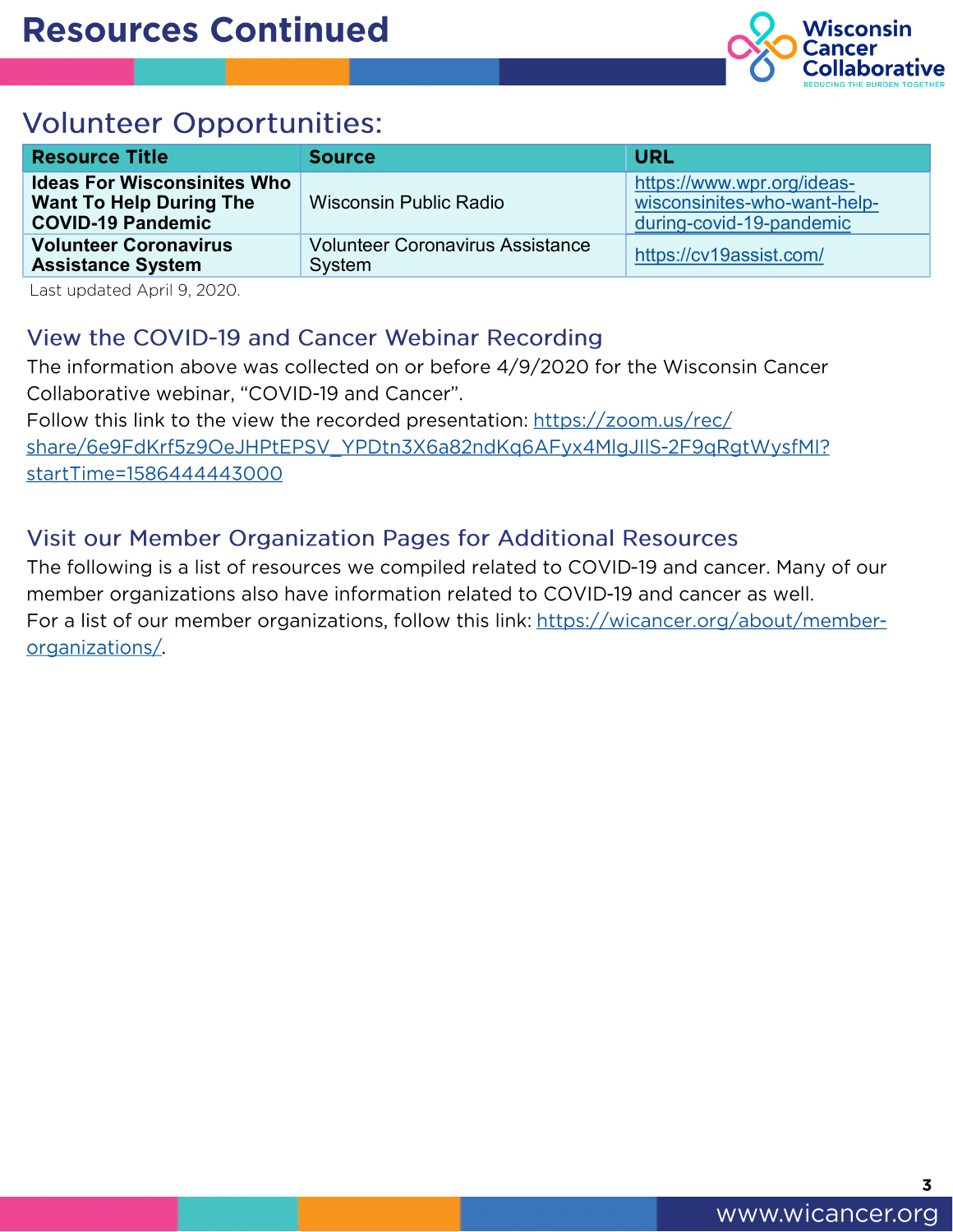# Resources Continued

## Volunteer Opportunities:

| Resource Title | Source | URL |
|---|---|---|
| **Ideas For Wisconsinites Who Want To Help During The COVID-19 Pandemic** | Wisconsin Public Radio | https://www.wpr.org/ideas-wisconsinites-who-want-help-during-covid-19-pandemic |
| **Volunteer Coronavirus Assistance System** | Volunteer Coronavirus Assistance System | https://cv19assist.com/ |

Last updated April 9, 2020.

### View the COVID-19 and Cancer Webinar Recording

The information above was collected on or before 4/9/2020 for the Wisconsin Cancer Collaborative webinar, "COVID-19 and Cancer".

Follow this link to the view the recorded presentation: https://zoom.us/rec/share/6e9FdKrf5z9OeJHPtEPSV_YPDtn3X6a82ndKq6AFyx4MlgJIlS-2F9qRgtWysfMI?startTime=1586444443000

### Visit our Member Organization Pages for Additional Resources

The following is a list of resources we compiled related to COVID-19 and cancer. Many of our member organizations also have information related to COVID-19 and cancer as well.

For a list of our member organizations, follow this link: https://wicancer.org/about/member-organizations/.